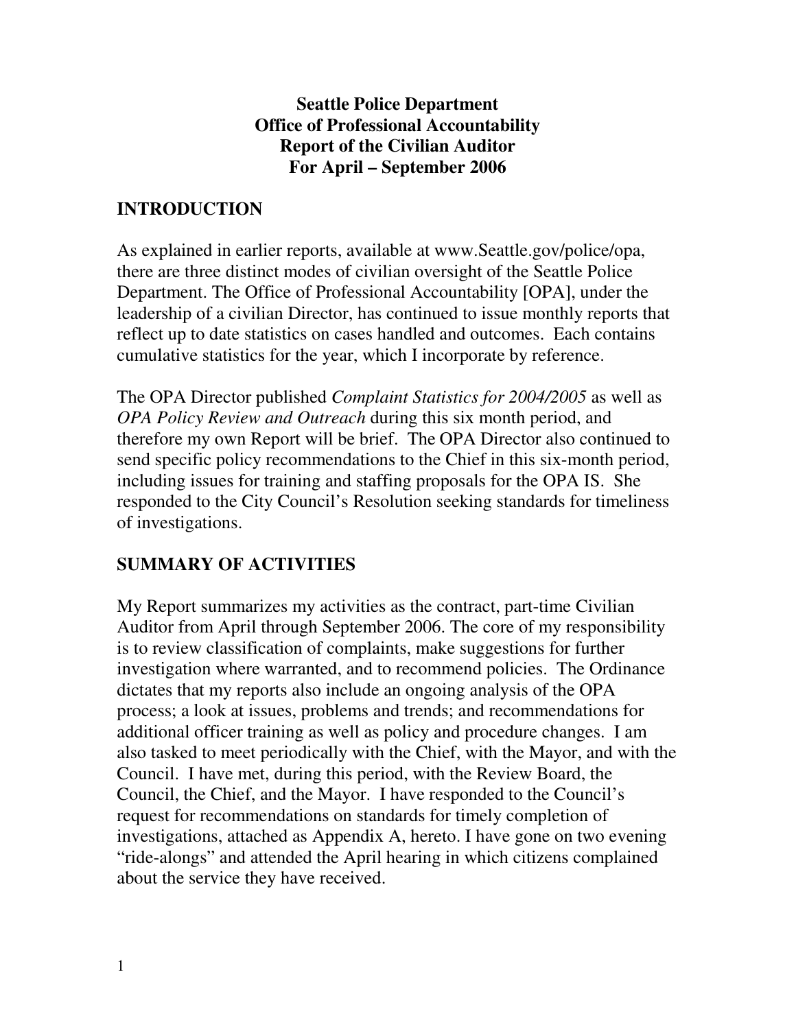# Seattle Police Department
# Office of Professional Accountability
# Report of the Civilian Auditor
# For April – September 2006

## INTRODUCTION

As explained in earlier reports, available at www.Seattle.gov/police/opa, there are three distinct modes of civilian oversight of the Seattle Police Department. The Office of Professional Accountability [OPA], under the leadership of a civilian Director, has continued to issue monthly reports that reflect up to date statistics on cases handled and outcomes. Each contains cumulative statistics for the year, which I incorporate by reference.

The OPA Director published *Complaint Statistics for 2004/2005* as well as *OPA Policy Review and Outreach* during this six month period, and therefore my own Report will be brief. The OPA Director also continued to send specific policy recommendations to the Chief in this six-month period, including issues for training and staffing proposals for the OPA IS. She responded to the City Council's Resolution seeking standards for timeliness of investigations.

## SUMMARY OF ACTIVITIES

My Report summarizes my activities as the contract, part-time Civilian Auditor from April through September 2006. The core of my responsibility is to review classification of complaints, make suggestions for further investigation where warranted, and to recommend policies. The Ordinance dictates that my reports also include an ongoing analysis of the OPA process; a look at issues, problems and trends; and recommendations for additional officer training as well as policy and procedure changes. I am also tasked to meet periodically with the Chief, with the Mayor, and with the Council. I have met, during this period, with the Review Board, the Council, the Chief, and the Mayor. I have responded to the Council's request for recommendations on standards for timely completion of investigations, attached as Appendix A, hereto. I have gone on two evening "ride-alongs" and attended the April hearing in which citizens complained about the service they have received.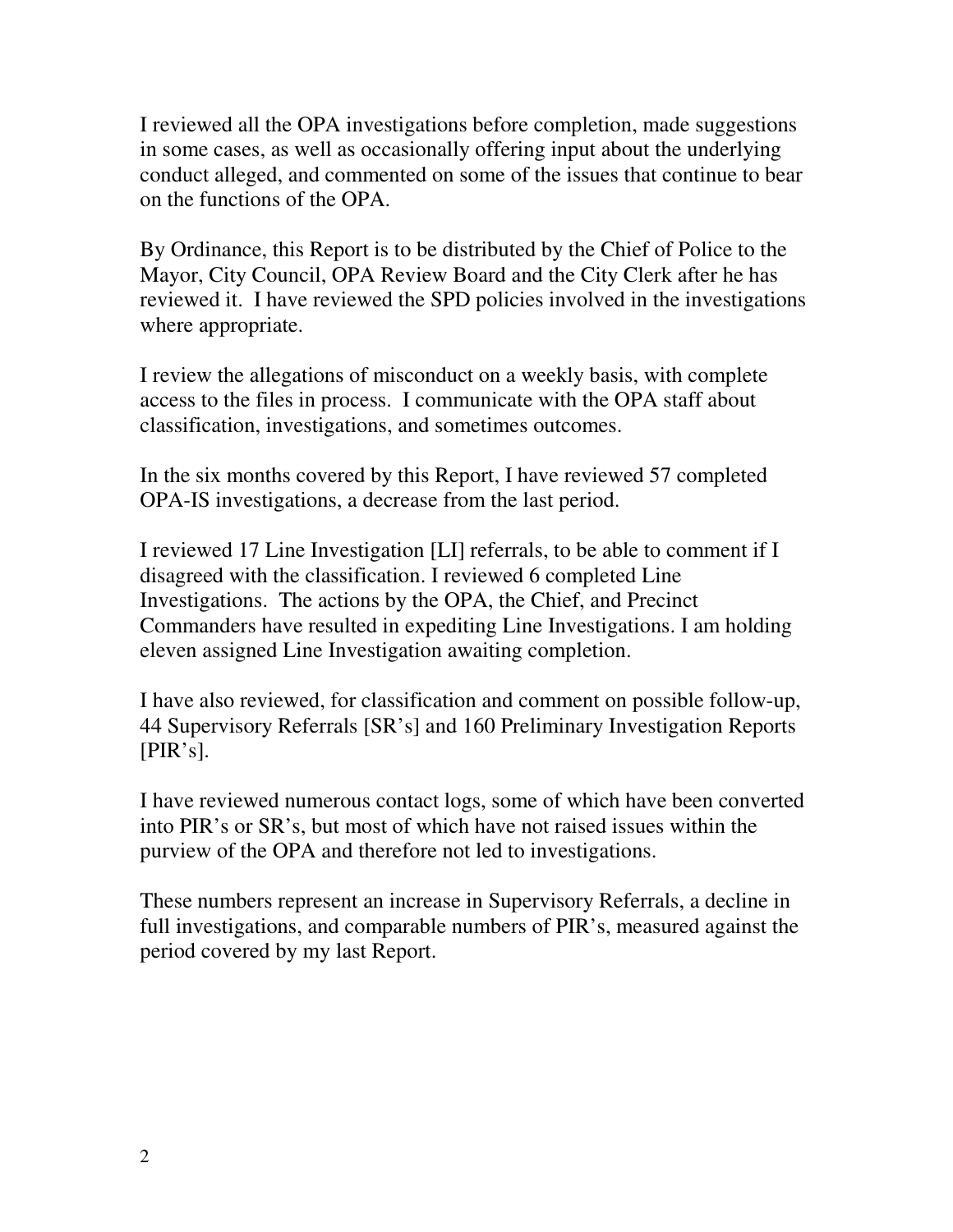I reviewed all the OPA investigations before completion, made suggestions in some cases, as well as occasionally offering input about the underlying conduct alleged, and commented on some of the issues that continue to bear on the functions of the OPA.

By Ordinance, this Report is to be distributed by the Chief of Police to the Mayor, City Council, OPA Review Board and the City Clerk after he has reviewed it. I have reviewed the SPD policies involved in the investigations where appropriate.

I review the allegations of misconduct on a weekly basis, with complete access to the files in process. I communicate with the OPA staff about classification, investigations, and sometimes outcomes.

In the six months covered by this Report, I have reviewed 57 completed OPA-IS investigations, a decrease from the last period.

I reviewed 17 Line Investigation [LI] referrals, to be able to comment if I disagreed with the classification. I reviewed 6 completed Line Investigations. The actions by the OPA, the Chief, and Precinct Commanders have resulted in expediting Line Investigations. I am holding eleven assigned Line Investigation awaiting completion.

I have also reviewed, for classification and comment on possible follow-up, 44 Supervisory Referrals [SR's] and 160 Preliminary Investigation Reports [PIR's].

I have reviewed numerous contact logs, some of which have been converted into PIR's or SR's, but most of which have not raised issues within the purview of the OPA and therefore not led to investigations.

These numbers represent an increase in Supervisory Referrals, a decline in full investigations, and comparable numbers of PIR's, measured against the period covered by my last Report.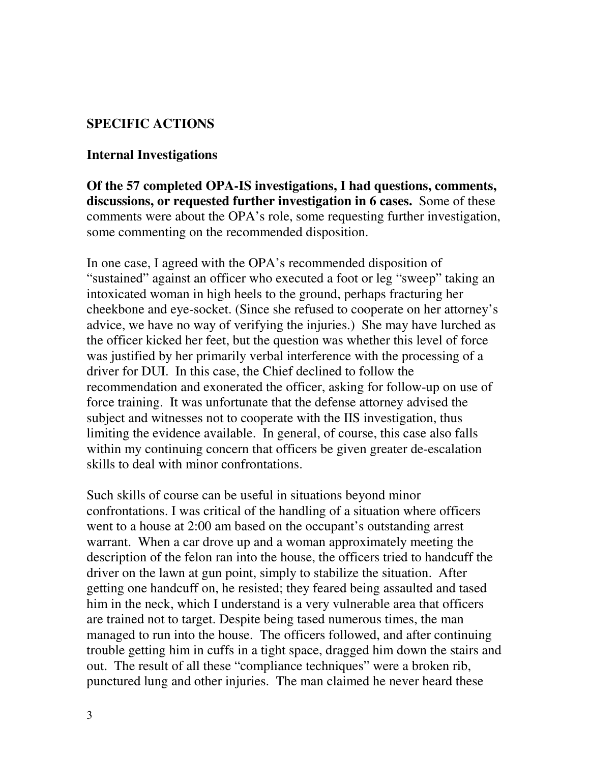## SPECIFIC ACTIONS

### Internal Investigations

**Of the 57 completed OPA-IS investigations, I had questions, comments, discussions, or requested further investigation in 6 cases.** Some of these comments were about the OPA's role, some requesting further investigation, some commenting on the recommended disposition.

In one case, I agreed with the OPA's recommended disposition of "sustained" against an officer who executed a foot or leg "sweep" taking an intoxicated woman in high heels to the ground, perhaps fracturing her cheekbone and eye-socket. (Since she refused to cooperate on her attorney's advice, we have no way of verifying the injuries.) She may have lurched as the officer kicked her feet, but the question was whether this level of force was justified by her primarily verbal interference with the processing of a driver for DUI. In this case, the Chief declined to follow the recommendation and exonerated the officer, asking for follow-up on use of force training. It was unfortunate that the defense attorney advised the subject and witnesses not to cooperate with the IIS investigation, thus limiting the evidence available. In general, of course, this case also falls within my continuing concern that officers be given greater de-escalation skills to deal with minor confrontations.

Such skills of course can be useful in situations beyond minor confrontations. I was critical of the handling of a situation where officers went to a house at 2:00 am based on the occupant's outstanding arrest warrant. When a car drove up and a woman approximately meeting the description of the felon ran into the house, the officers tried to handcuff the driver on the lawn at gun point, simply to stabilize the situation. After getting one handcuff on, he resisted; they feared being assaulted and tased him in the neck, which I understand is a very vulnerable area that officers are trained not to target. Despite being tased numerous times, the man managed to run into the house. The officers followed, and after continuing trouble getting him in cuffs in a tight space, dragged him down the stairs and out. The result of all these "compliance techniques" were a broken rib, punctured lung and other injuries. The man claimed he never heard these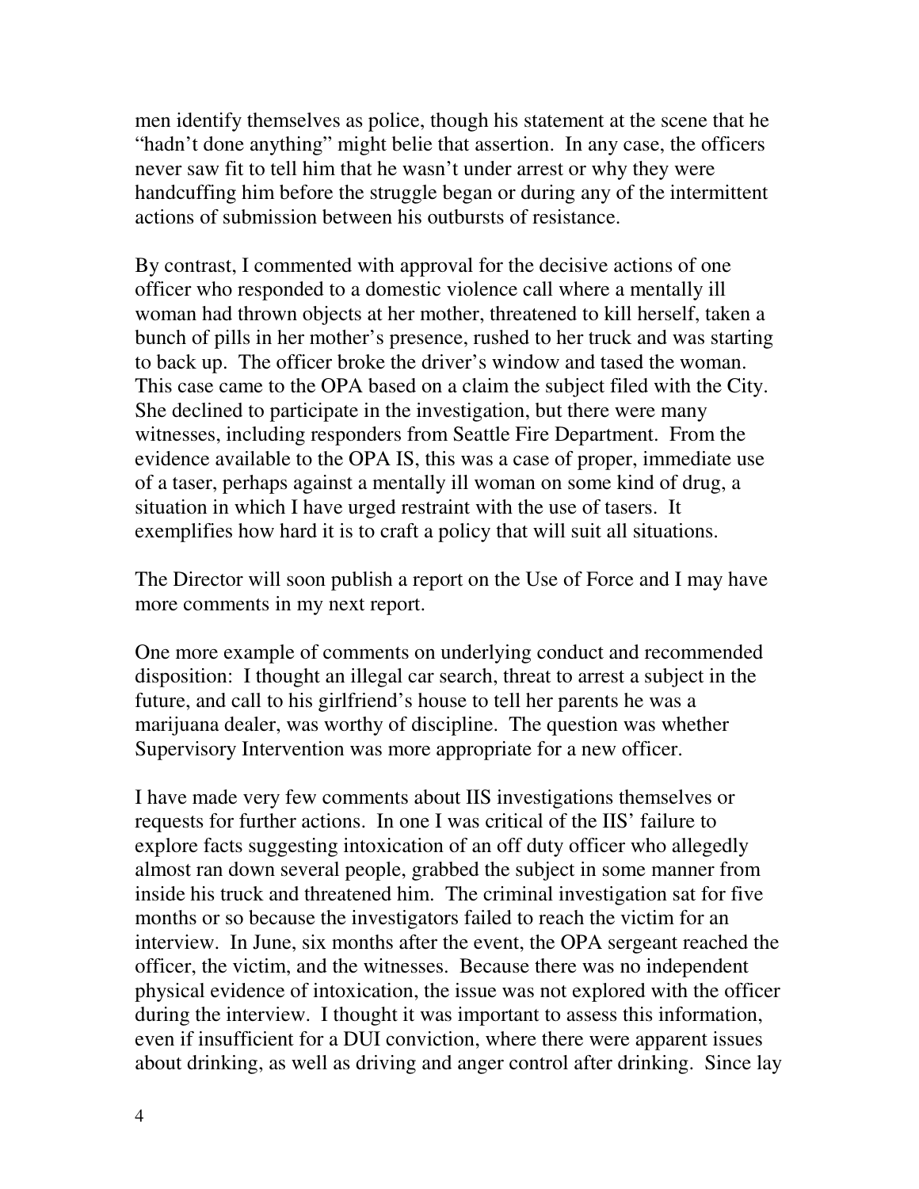men identify themselves as police, though his statement at the scene that he "hadn't done anything" might belie that assertion. In any case, the officers never saw fit to tell him that he wasn't under arrest or why they were handcuffing him before the struggle began or during any of the intermittent actions of submission between his outbursts of resistance.

By contrast, I commented with approval for the decisive actions of one officer who responded to a domestic violence call where a mentally ill woman had thrown objects at her mother, threatened to kill herself, taken a bunch of pills in her mother's presence, rushed to her truck and was starting to back up. The officer broke the driver's window and tased the woman. This case came to the OPA based on a claim the subject filed with the City. She declined to participate in the investigation, but there were many witnesses, including responders from Seattle Fire Department. From the evidence available to the OPA IS, this was a case of proper, immediate use of a taser, perhaps against a mentally ill woman on some kind of drug, a situation in which I have urged restraint with the use of tasers. It exemplifies how hard it is to craft a policy that will suit all situations.

The Director will soon publish a report on the Use of Force and I may have more comments in my next report.

One more example of comments on underlying conduct and recommended disposition: I thought an illegal car search, threat to arrest a subject in the future, and call to his girlfriend's house to tell her parents he was a marijuana dealer, was worthy of discipline. The question was whether Supervisory Intervention was more appropriate for a new officer.

I have made very few comments about IIS investigations themselves or requests for further actions. In one I was critical of the IIS' failure to explore facts suggesting intoxication of an off duty officer who allegedly almost ran down several people, grabbed the subject in some manner from inside his truck and threatened him. The criminal investigation sat for five months or so because the investigators failed to reach the victim for an interview. In June, six months after the event, the OPA sergeant reached the officer, the victim, and the witnesses. Because there was no independent physical evidence of intoxication, the issue was not explored with the officer during the interview. I thought it was important to assess this information, even if insufficient for a DUI conviction, where there were apparent issues about drinking, as well as driving and anger control after drinking. Since lay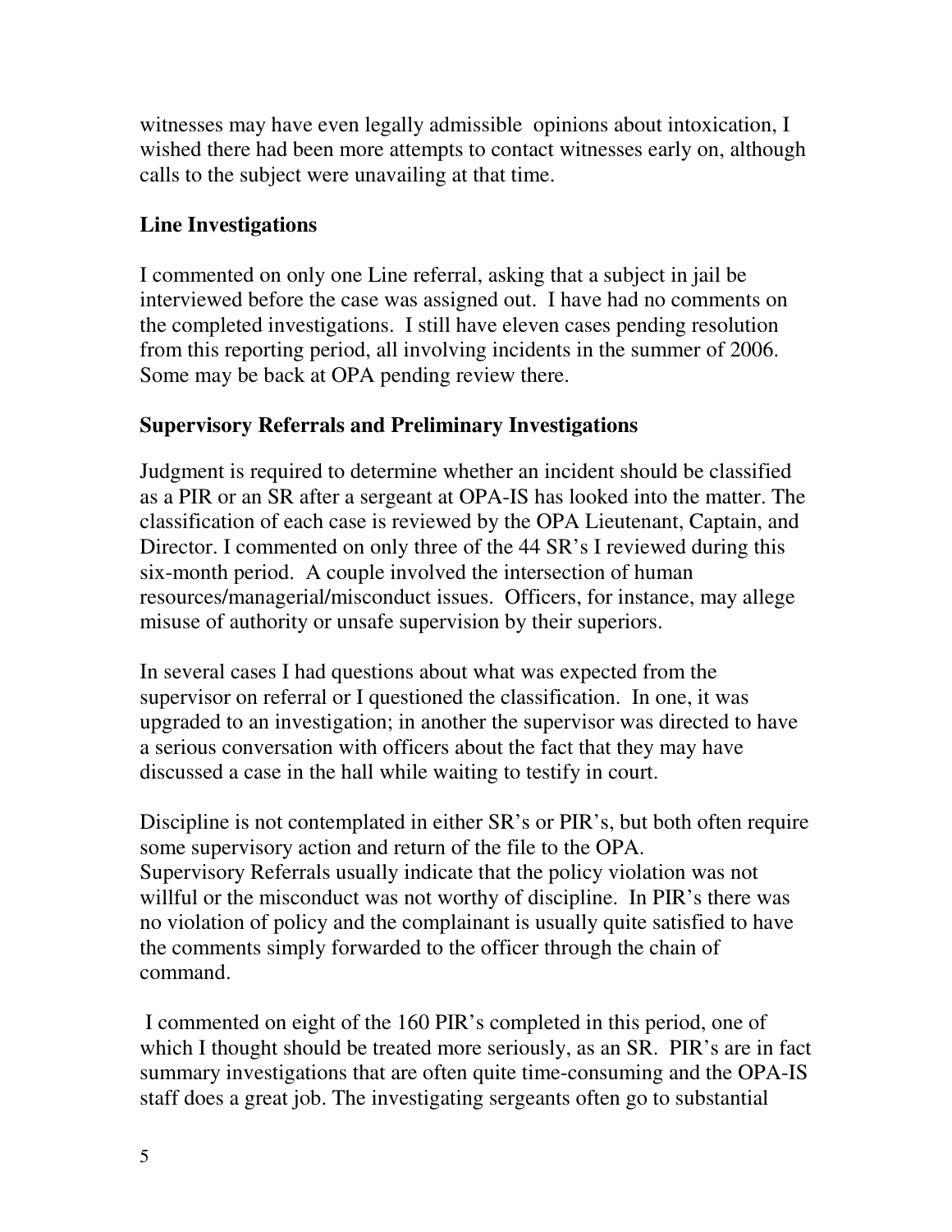witnesses may have even legally admissible opinions about intoxication, I wished there had been more attempts to contact witnesses early on, although calls to the subject were unavailing at that time.

### Line Investigations

I commented on only one Line referral, asking that a subject in jail be interviewed before the case was assigned out. I have had no comments on the completed investigations. I still have eleven cases pending resolution from this reporting period, all involving incidents in the summer of 2006. Some may be back at OPA pending review there.

### Supervisory Referrals and Preliminary Investigations

Judgment is required to determine whether an incident should be classified as a PIR or an SR after a sergeant at OPA-IS has looked into the matter. The classification of each case is reviewed by the OPA Lieutenant, Captain, and Director. I commented on only three of the 44 SR's I reviewed during this six-month period. A couple involved the intersection of human resources/managerial/misconduct issues. Officers, for instance, may allege misuse of authority or unsafe supervision by their superiors.

In several cases I had questions about what was expected from the supervisor on referral or I questioned the classification. In one, it was upgraded to an investigation; in another the supervisor was directed to have a serious conversation with officers about the fact that they may have discussed a case in the hall while waiting to testify in court.

Discipline is not contemplated in either SR's or PIR's, but both often require some supervisory action and return of the file to the OPA. Supervisory Referrals usually indicate that the policy violation was not willful or the misconduct was not worthy of discipline. In PIR's there was no violation of policy and the complainant is usually quite satisfied to have the comments simply forwarded to the officer through the chain of command.

I commented on eight of the 160 PIR's completed in this period, one of which I thought should be treated more seriously, as an SR. PIR's are in fact summary investigations that are often quite time-consuming and the OPA-IS staff does a great job. The investigating sergeants often go to substantial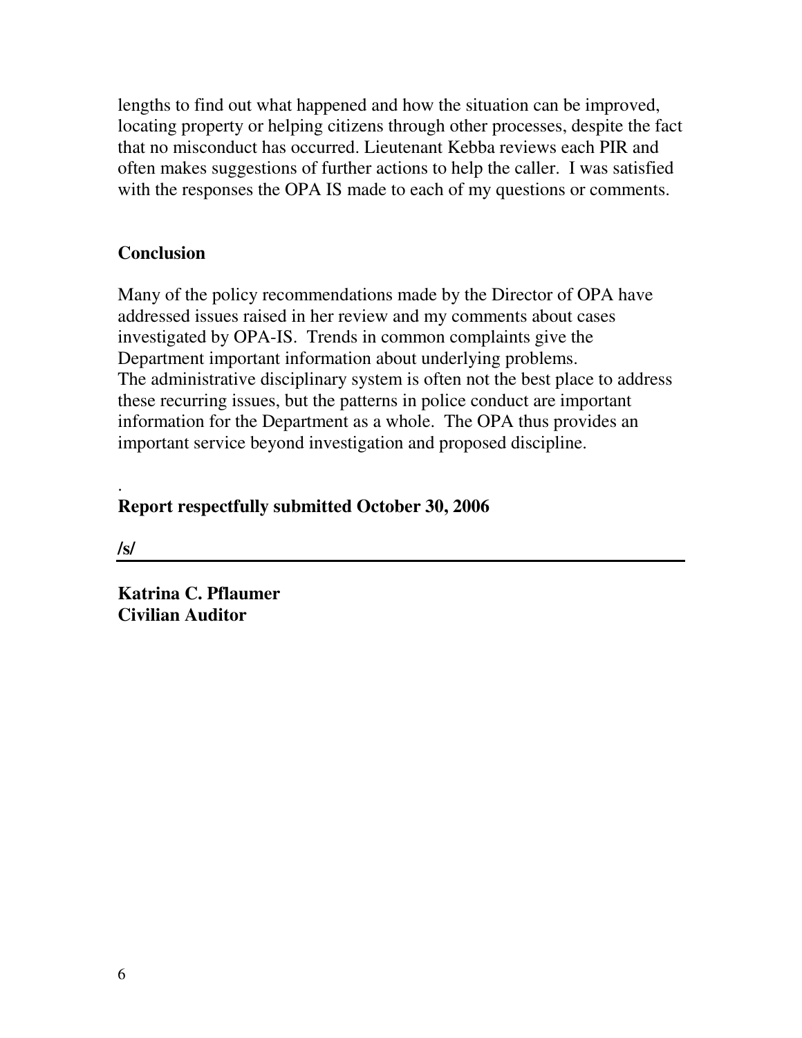lengths to find out what happened and how the situation can be improved, locating property or helping citizens through other processes, despite the fact that no misconduct has occurred. Lieutenant Kebba reviews each PIR and often makes suggestions of further actions to help the caller. I was satisfied with the responses the OPA IS made to each of my questions or comments.

## Conclusion

Many of the policy recommendations made by the Director of OPA have addressed issues raised in her review and my comments about cases investigated by OPA-IS. Trends in common complaints give the Department important information about underlying problems.
The administrative disciplinary system is often not the best place to address these recurring issues, but the patterns in police conduct are important information for the Department as a whole. The OPA thus provides an important service beyond investigation and proposed discipline.

.

**Report respectfully submitted October 30, 2006**

**/s/**

---

**Katrina C. Pflaumer**
**Civilian Auditor**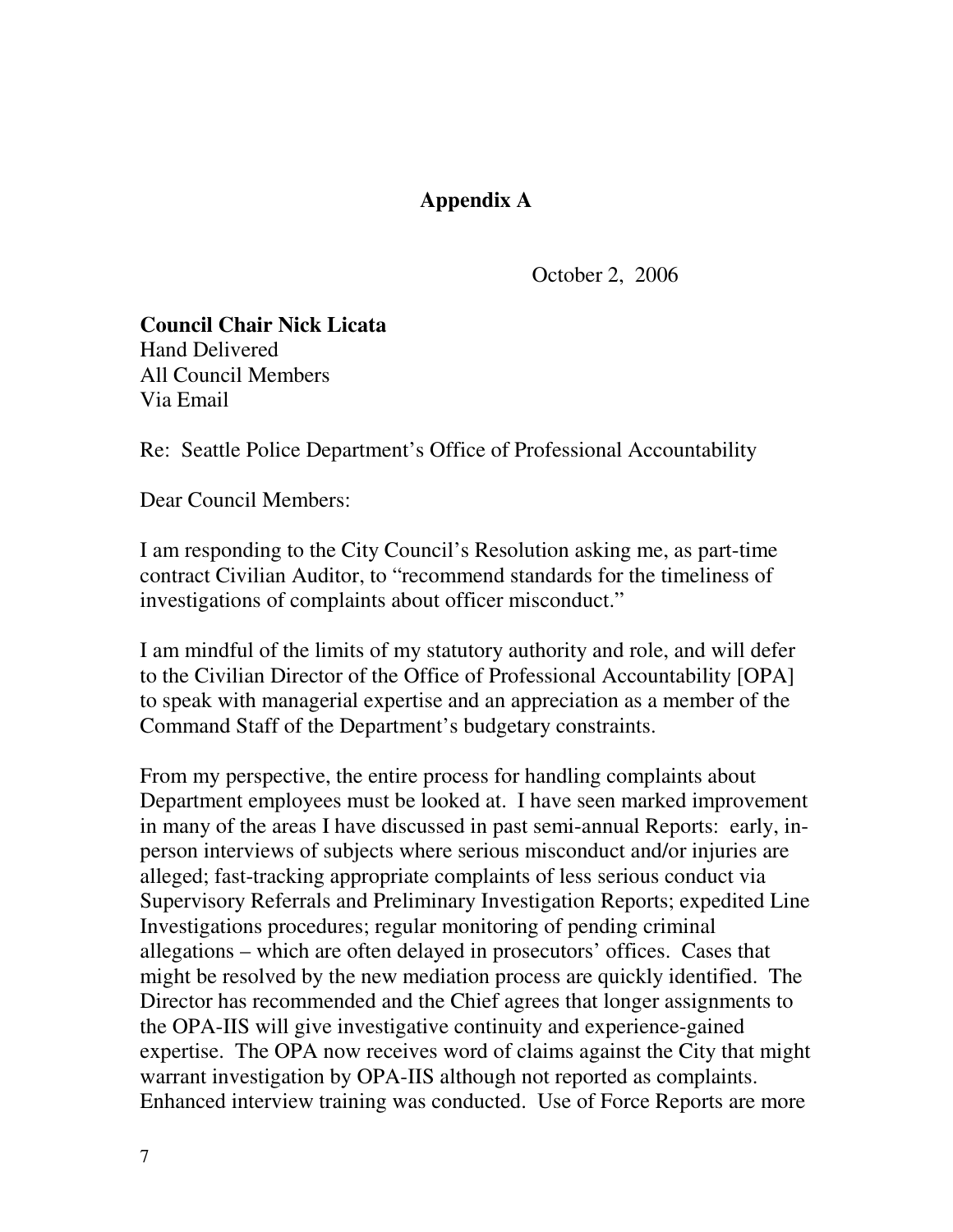# Appendix A

October 2, 2006

**Council Chair Nick Licata**
Hand Delivered
All Council Members
Via Email

Re: Seattle Police Department's Office of Professional Accountability

Dear Council Members:

I am responding to the City Council's Resolution asking me, as part-time contract Civilian Auditor, to "recommend standards for the timeliness of investigations of complaints about officer misconduct."

I am mindful of the limits of my statutory authority and role, and will defer to the Civilian Director of the Office of Professional Accountability [OPA] to speak with managerial expertise and an appreciation as a member of the Command Staff of the Department's budgetary constraints.

From my perspective, the entire process for handling complaints about Department employees must be looked at. I have seen marked improvement in many of the areas I have discussed in past semi-annual Reports: early, in-person interviews of subjects where serious misconduct and/or injuries are alleged; fast-tracking appropriate complaints of less serious conduct via Supervisory Referrals and Preliminary Investigation Reports; expedited Line Investigations procedures; regular monitoring of pending criminal allegations – which are often delayed in prosecutors' offices. Cases that might be resolved by the new mediation process are quickly identified. The Director has recommended and the Chief agrees that longer assignments to the OPA-IIS will give investigative continuity and experience-gained expertise. The OPA now receives word of claims against the City that might warrant investigation by OPA-IIS although not reported as complaints. Enhanced interview training was conducted. Use of Force Reports are more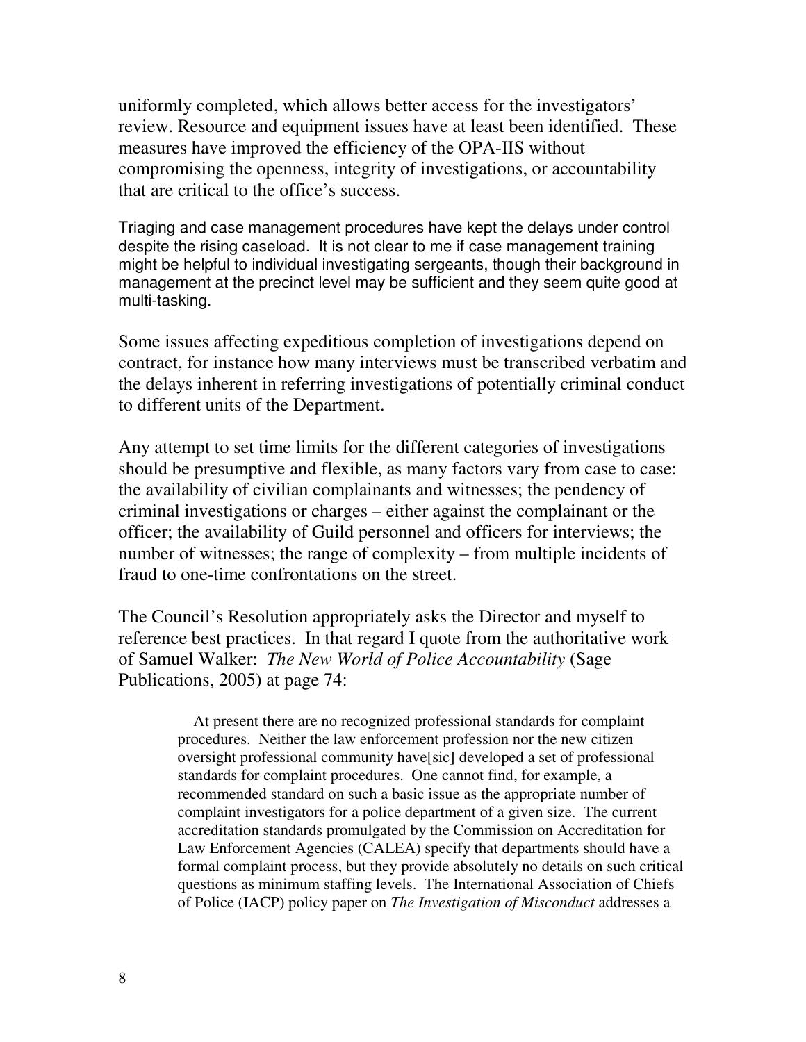uniformly completed, which allows better access for the investigators' review. Resource and equipment issues have at least been identified. These measures have improved the efficiency of the OPA-IIS without compromising the openness, integrity of investigations, or accountability that are critical to the office's success.

Triaging and case management procedures have kept the delays under control despite the rising caseload. It is not clear to me if case management training might be helpful to individual investigating sergeants, though their background in management at the precinct level may be sufficient and they seem quite good at multi-tasking.

Some issues affecting expeditious completion of investigations depend on contract, for instance how many interviews must be transcribed verbatim and the delays inherent in referring investigations of potentially criminal conduct to different units of the Department.

Any attempt to set time limits for the different categories of investigations should be presumptive and flexible, as many factors vary from case to case: the availability of civilian complainants and witnesses; the pendency of criminal investigations or charges – either against the complainant or the officer; the availability of Guild personnel and officers for interviews; the number of witnesses; the range of complexity – from multiple incidents of fraud to one-time confrontations on the street.

The Council's Resolution appropriately asks the Director and myself to reference best practices. In that regard I quote from the authoritative work of Samuel Walker: *The New World of Police Accountability* (Sage Publications, 2005) at page 74:

> At present there are no recognized professional standards for complaint procedures. Neither the law enforcement profession nor the new citizen oversight professional community have[sic] developed a set of professional standards for complaint procedures. One cannot find, for example, a recommended standard on such a basic issue as the appropriate number of complaint investigators for a police department of a given size. The current accreditation standards promulgated by the Commission on Accreditation for Law Enforcement Agencies (CALEA) specify that departments should have a formal complaint process, but they provide absolutely no details on such critical questions as minimum staffing levels. The International Association of Chiefs of Police (IACP) policy paper on *The Investigation of Misconduct* addresses a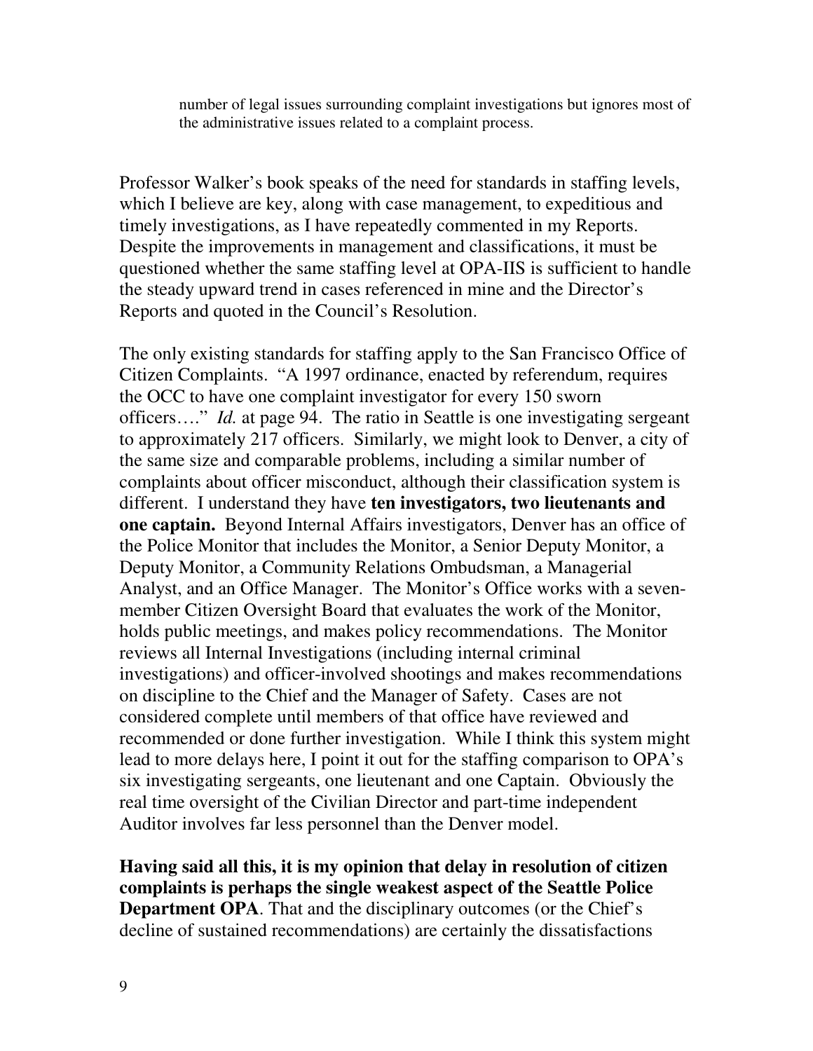> number of legal issues surrounding complaint investigations but ignores most of the administrative issues related to a complaint process.

Professor Walker's book speaks of the need for standards in staffing levels, which I believe are key, along with case management, to expeditious and timely investigations, as I have repeatedly commented in my Reports. Despite the improvements in management and classifications, it must be questioned whether the same staffing level at OPA-IIS is sufficient to handle the steady upward trend in cases referenced in mine and the Director's Reports and quoted in the Council's Resolution.

The only existing standards for staffing apply to the San Francisco Office of Citizen Complaints. "A 1997 ordinance, enacted by referendum, requires the OCC to have one complaint investigator for every 150 sworn officers…." *Id.* at page 94. The ratio in Seattle is one investigating sergeant to approximately 217 officers. Similarly, we might look to Denver, a city of the same size and comparable problems, including a similar number of complaints about officer misconduct, although their classification system is different. I understand they have **ten investigators, two lieutenants and one captain.** Beyond Internal Affairs investigators, Denver has an office of the Police Monitor that includes the Monitor, a Senior Deputy Monitor, a Deputy Monitor, a Community Relations Ombudsman, a Managerial Analyst, and an Office Manager. The Monitor's Office works with a seven-member Citizen Oversight Board that evaluates the work of the Monitor, holds public meetings, and makes policy recommendations. The Monitor reviews all Internal Investigations (including internal criminal investigations) and officer-involved shootings and makes recommendations on discipline to the Chief and the Manager of Safety. Cases are not considered complete until members of that office have reviewed and recommended or done further investigation. While I think this system might lead to more delays here, I point it out for the staffing comparison to OPA's six investigating sergeants, one lieutenant and one Captain. Obviously the real time oversight of the Civilian Director and part-time independent Auditor involves far less personnel than the Denver model.

**Having said all this, it is my opinion that delay in resolution of citizen complaints is perhaps the single weakest aspect of the Seattle Police Department OPA**. That and the disciplinary outcomes (or the Chief's decline of sustained recommendations) are certainly the dissatisfactions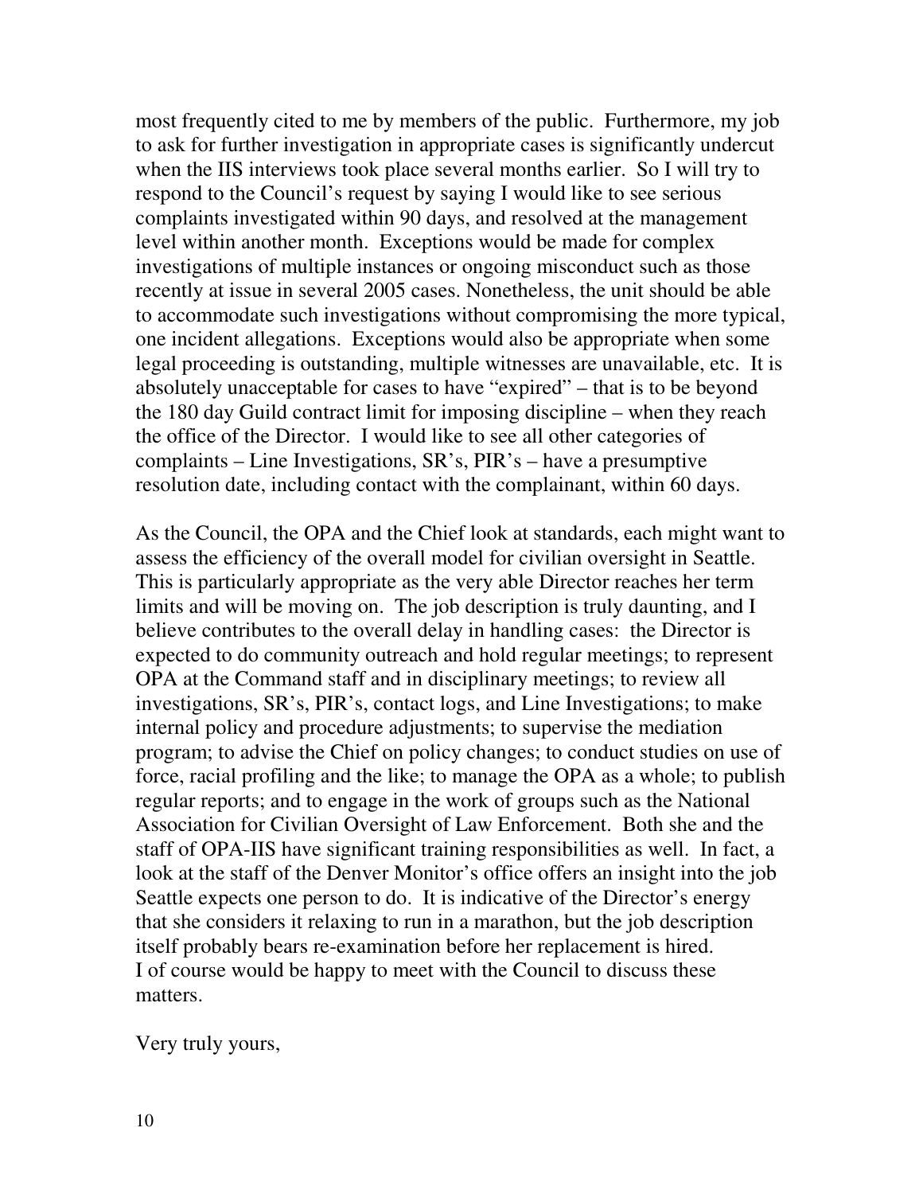most frequently cited to me by members of the public. Furthermore, my job to ask for further investigation in appropriate cases is significantly undercut when the IIS interviews took place several months earlier. So I will try to respond to the Council's request by saying I would like to see serious complaints investigated within 90 days, and resolved at the management level within another month. Exceptions would be made for complex investigations of multiple instances or ongoing misconduct such as those recently at issue in several 2005 cases. Nonetheless, the unit should be able to accommodate such investigations without compromising the more typical, one incident allegations. Exceptions would also be appropriate when some legal proceeding is outstanding, multiple witnesses are unavailable, etc. It is absolutely unacceptable for cases to have "expired" – that is to be beyond the 180 day Guild contract limit for imposing discipline – when they reach the office of the Director. I would like to see all other categories of complaints – Line Investigations, SR's, PIR's – have a presumptive resolution date, including contact with the complainant, within 60 days.

As the Council, the OPA and the Chief look at standards, each might want to assess the efficiency of the overall model for civilian oversight in Seattle. This is particularly appropriate as the very able Director reaches her term limits and will be moving on. The job description is truly daunting, and I believe contributes to the overall delay in handling cases: the Director is expected to do community outreach and hold regular meetings; to represent OPA at the Command staff and in disciplinary meetings; to review all investigations, SR's, PIR's, contact logs, and Line Investigations; to make internal policy and procedure adjustments; to supervise the mediation program; to advise the Chief on policy changes; to conduct studies on use of force, racial profiling and the like; to manage the OPA as a whole; to publish regular reports; and to engage in the work of groups such as the National Association for Civilian Oversight of Law Enforcement. Both she and the staff of OPA-IIS have significant training responsibilities as well. In fact, a look at the staff of the Denver Monitor's office offers an insight into the job Seattle expects one person to do. It is indicative of the Director's energy that she considers it relaxing to run in a marathon, but the job description itself probably bears re-examination before her replacement is hired.
I of course would be happy to meet with the Council to discuss these matters.

Very truly yours,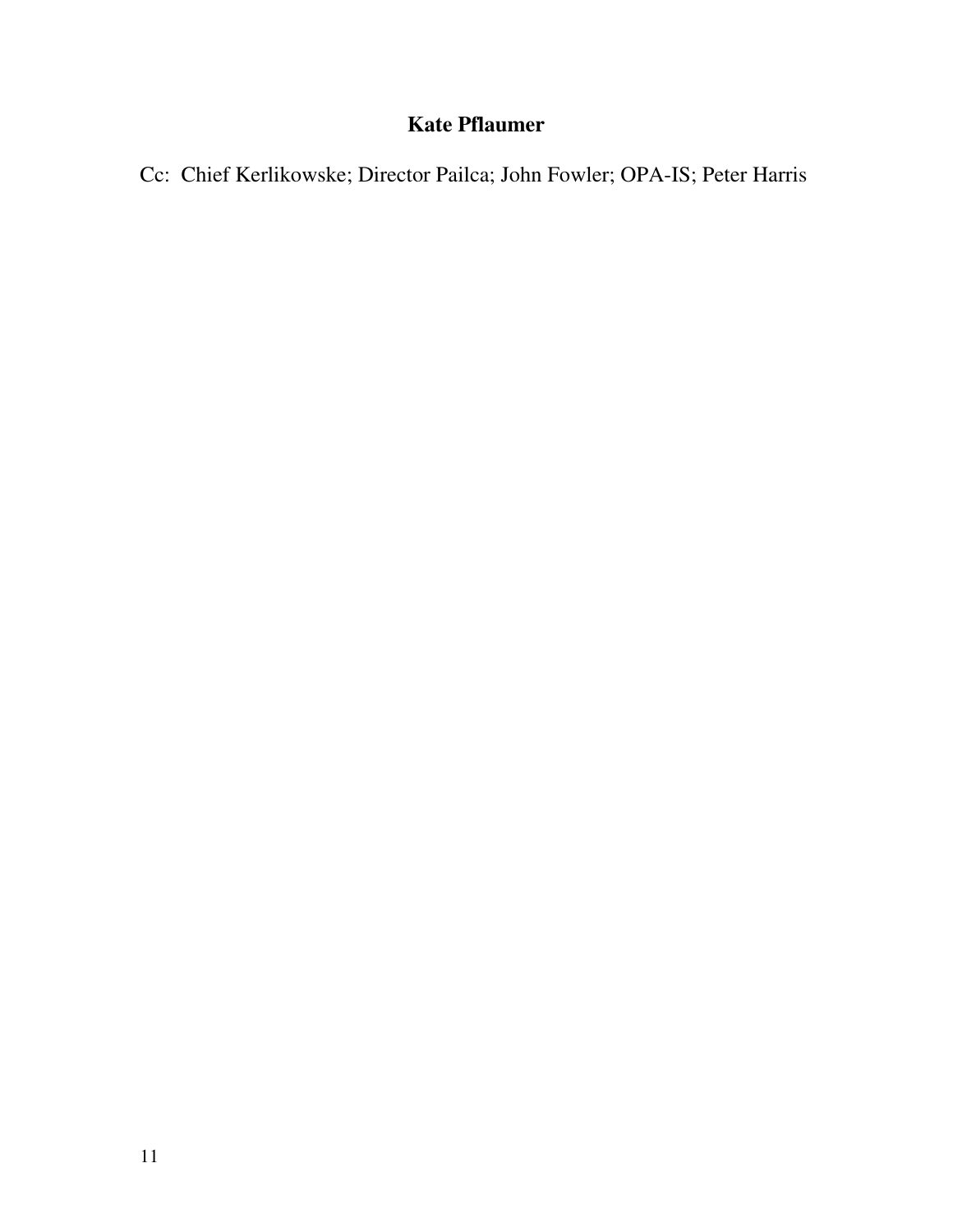**Kate Pflaumer**

Cc: Chief Kerlikowske; Director Pailca; John Fowler; OPA-IS; Peter Harris